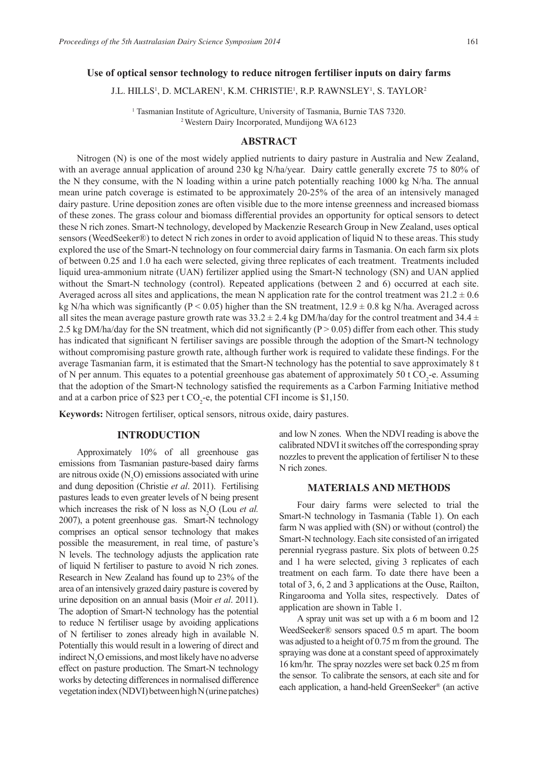# Use of optical sensor technology to reduce nitrogen fertiliser inputs on dairy farms

J.L. HILLS[1], D. MCLAREN[1], K.M. CHRISTIE[1], R.P. RAWNSLEY[1], S. TAYLOR[2]

[1] Tasmanian Institute of Agriculture, University of Tasmania, Burnie TAS 7320.
[2] Western Dairy Incorporated, Mundijong WA 6123

## ABSTRACT

Nitrogen (N) is one of the most widely applied nutrients to dairy pasture in Australia and New Zealand, with an average annual application of around 230 kg N/ha/year. Dairy cattle generally excrete 75 to 80% of the N they consume, with the N loading within a urine patch potentially reaching 1000 kg N/ha. The annual mean urine patch coverage is estimated to be approximately 20-25% of the area of an intensively managed dairy pasture. Urine deposition zones are often visible due to the more intense greenness and increased biomass of these zones. The grass colour and biomass differential provides an opportunity for optical sensors to detect these N rich zones. Smart-N technology, developed by Mackenzie Research Group in New Zealand, uses optical sensors (WeedSeeker®) to detect N rich zones in order to avoid application of liquid N to these areas. This study explored the use of the Smart-N technology on four commercial dairy farms in Tasmania. On each farm six plots of between 0.25 and 1.0 ha each were selected, giving three replicates of each treatment. Treatments included liquid urea-ammonium nitrate (UAN) fertilizer applied using the Smart-N technology (SN) and UAN applied without the Smart-N technology (control). Repeated applications (between 2 and 6) occurred at each site. Averaged across all sites and applications, the mean N application rate for the control treatment was $21.2 \pm 0.6$ kg N/ha which was significantly ($P < 0.05$) higher than the SN treatment, $12.9 \pm 0.8$ kg N/ha. Averaged across all sites the mean average pasture growth rate was $33.2 \pm 2.4$ kg DM/ha/day for the control treatment and $34.4 \pm 2.5$ kg DM/ha/day for the SN treatment, which did not significantly ($P > 0.05$) differ from each other. This study has indicated that significant N fertiliser savings are possible through the adoption of the Smart-N technology without compromising pasture growth rate, although further work is required to validate these findings. For the average Tasmanian farm, it is estimated that the Smart-N technology has the potential to save approximately 8 t of N per annum. This equates to a potential greenhouse gas abatement of approximately 50 t $CO_2$-e. Assuming that the adoption of the Smart-N technology satisfied the requirements as a Carbon Farming Initiative method and at a carbon price of \$23 per t $CO_2$-e, the potential CFI income is \$1,150.

**Keywords:** Nitrogen fertiliser, optical sensors, nitrous oxide, dairy pastures.

## INTRODUCTION

Approximately 10% of all greenhouse gas emissions from Tasmanian pasture-based dairy farms are nitrous oxide ($N_2O$) emissions associated with urine and dung deposition (Christie *et al*. 2011). Fertilising pastures leads to even greater levels of N being present which increases the risk of N loss as $N_2O$ (Lou *et al.* 2007), a potent greenhouse gas. Smart-N technology comprises an optical sensor technology that makes possible the measurement, in real time, of pasture's N levels. The technology adjusts the application rate of liquid N fertiliser to pasture to avoid N rich zones. Research in New Zealand has found up to 23% of the area of an intensively grazed dairy pasture is covered by urine deposition on an annual basis (Moir *et al*. 2011). The adoption of Smart-N technology has the potential to reduce N fertiliser usage by avoiding applications of N fertiliser to zones already high in available N. Potentially this would result in a lowering of direct and indirect $N_2O$ emissions, and most likely have no adverse effect on pasture production. The Smart-N technology works by detecting differences in normalised difference vegetation index (NDVI) between high N (urine patches) and low N zones. When the NDVI reading is above the calibrated NDVI it switches off the corresponding spray nozzles to prevent the application of fertiliser N to these N rich zones.

## MATERIALS AND METHODS

Four dairy farms were selected to trial the Smart-N technology in Tasmania (Table 1). On each farm N was applied with (SN) or without (control) the Smart-N technology. Each site consisted of an irrigated perennial ryegrass pasture. Six plots of between 0.25 and 1 ha were selected, giving 3 replicates of each treatment on each farm. To date there have been a total of 3, 6, 2 and 3 applications at the Ouse, Railton, Ringarooma and Yolla sites, respectively. Dates of application are shown in Table 1.

A spray unit was set up with a 6 m boom and 12 WeedSeeker® sensors spaced 0.5 m apart. The boom was adjusted to a height of 0.75 m from the ground. The spraying was done at a constant speed of approximately 16 km/hr. The spray nozzles were set back 0.25 m from the sensor. To calibrate the sensors, at each site and for each application, a hand-held GreenSeeker® (an active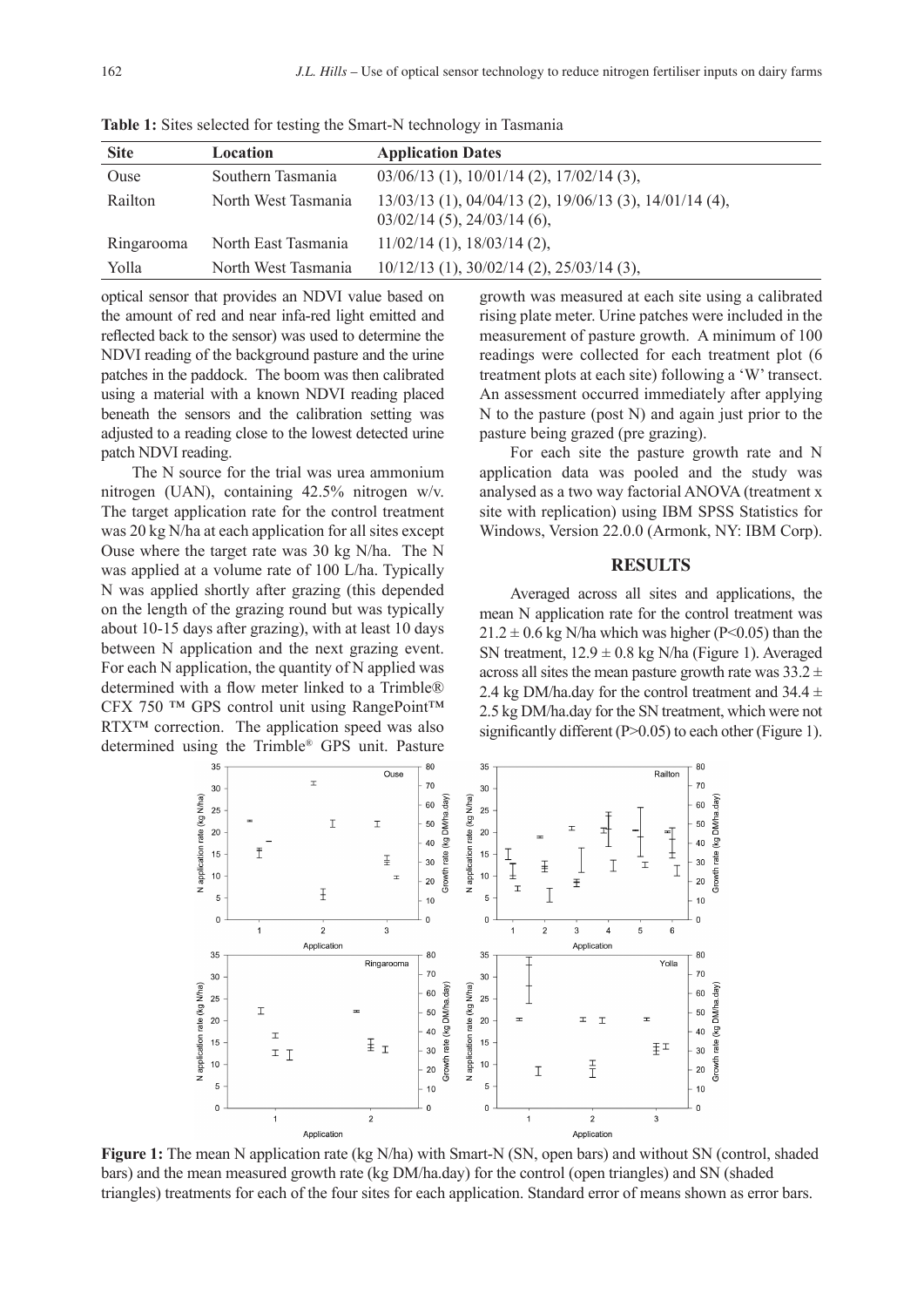**Table 1:** Sites selected for testing the Smart-N technology in Tasmania

| Site | Location | Application Dates |
|---|---|---|
| Ouse | Southern Tasmania | 03/06/13 (1), 10/01/14 (2), 17/02/14 (3), |
| Railton | North West Tasmania | 13/03/13 (1), 04/04/13 (2), 19/06/13 (3), 14/01/14 (4), 03/02/14 (5), 24/03/14 (6), |
| Ringarooma | North East Tasmania | 11/02/14 (1), 18/03/14 (2), |
| Yolla | North West Tasmania | 10/12/13 (1), 30/02/14 (2), 25/03/14 (3), |

optical sensor that provides an NDVI value based on the amount of red and near infa-red light emitted and reflected back to the sensor) was used to determine the NDVI reading of the background pasture and the urine patches in the paddock. The boom was then calibrated using a material with a known NDVI reading placed beneath the sensors and the calibration setting was adjusted to a reading close to the lowest detected urine patch NDVI reading.

The N source for the trial was urea ammonium nitrogen (UAN), containing 42.5% nitrogen w/v. The target application rate for the control treatment was 20 kg N/ha at each application for all sites except Ouse where the target rate was 30 kg N/ha. The N was applied at a volume rate of 100 L/ha. Typically N was applied shortly after grazing (this depended on the length of the grazing round but was typically about 10-15 days after grazing), with at least 10 days between N application and the next grazing event. For each N application, the quantity of N applied was determined with a flow meter linked to a Trimble® CFX 750 ™ GPS control unit using RangePoint™ RTX™ correction. The application speed was also determined using the Trimble® GPS unit. Pasture growth was measured at each site using a calibrated rising plate meter. Urine patches were included in the measurement of pasture growth. A minimum of 100 readings were collected for each treatment plot (6 treatment plots at each site) following a 'W' transect. An assessment occurred immediately after applying N to the pasture (post N) and again just prior to the pasture being grazed (pre grazing).

For each site the pasture growth rate and N application data was pooled and the study was analysed as a two way factorial ANOVA (treatment x site with replication) using IBM SPSS Statistics for Windows, Version 22.0.0 (Armonk, NY: IBM Corp).

## RESULTS

Averaged across all sites and applications, the mean N application rate for the control treatment was $21.2 \pm 0.6$ kg N/ha which was higher ($P<0.05$) than the SN treatment, $12.9 \pm 0.8$ kg N/ha (Figure 1). Averaged across all sites the mean pasture growth rate was $33.2 \pm 2.4$ kg DM/ha.day for the control treatment and $34.4 \pm 2.5$ kg DM/ha.day for the SN treatment, which were not significantly different ($P>0.05$) to each other (Figure 1).

**Figure 1:** The mean N application rate (kg N/ha) with Smart-N (SN, open bars) and without SN (control, shaded bars) and the mean measured growth rate (kg DM/ha.day) for the control (open triangles) and SN (shaded triangles) treatments for each of the four sites for each application. Standard error of means shown as error bars.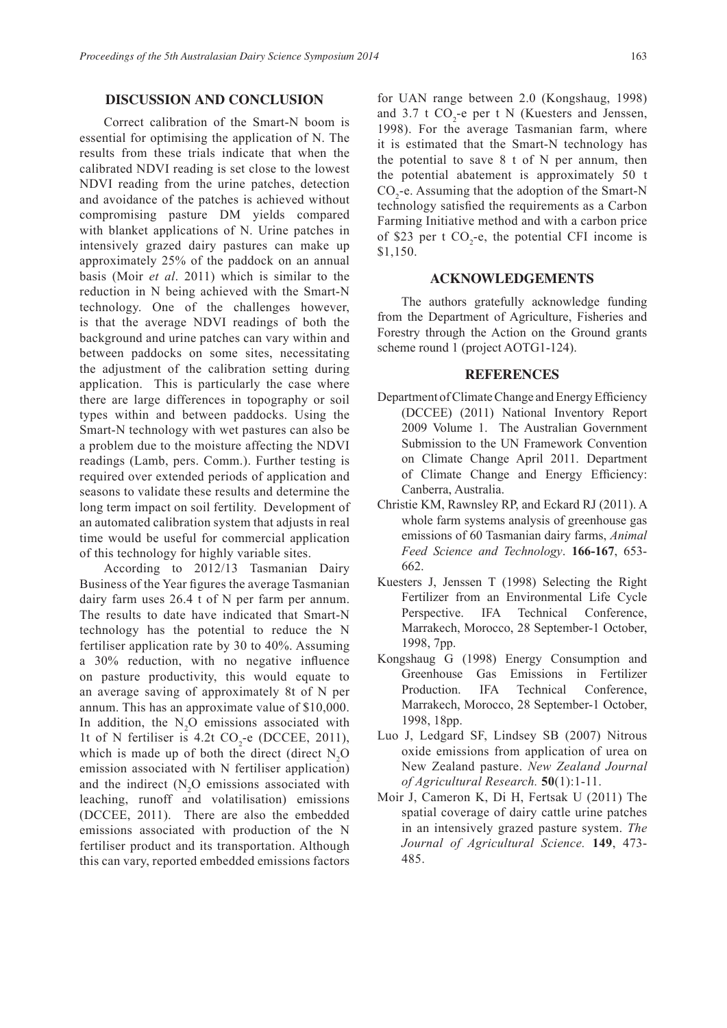## DISCUSSION AND CONCLUSION

Correct calibration of the Smart-N boom is essential for optimising the application of N. The results from these trials indicate that when the calibrated NDVI reading is set close to the lowest NDVI reading from the urine patches, detection and avoidance of the patches is achieved without compromising pasture DM yields compared with blanket applications of N. Urine patches in intensively grazed dairy pastures can make up approximately 25% of the paddock on an annual basis (Moir *et al*. 2011) which is similar to the reduction in N being achieved with the Smart-N technology. One of the challenges however, is that the average NDVI readings of both the background and urine patches can vary within and between paddocks on some sites, necessitating the adjustment of the calibration setting during application. This is particularly the case where there are large differences in topography or soil types within and between paddocks. Using the Smart-N technology with wet pastures can also be a problem due to the moisture affecting the NDVI readings (Lamb, pers. Comm.). Further testing is required over extended periods of application and seasons to validate these results and determine the long term impact on soil fertility. Development of an automated calibration system that adjusts in real time would be useful for commercial application of this technology for highly variable sites.

According to 2012/13 Tasmanian Dairy Business of the Year figures the average Tasmanian dairy farm uses 26.4 t of N per farm per annum. The results to date have indicated that Smart-N technology has the potential to reduce the N fertiliser application rate by 30 to 40%. Assuming a 30% reduction, with no negative influence on pasture productivity, this would equate to an average saving of approximately 8t of N per annum. This has an approximate value of $10,000. In addition, the $N_2O$ emissions associated with 1t of N fertiliser is 4.2t $CO_2$-e (DCCEE, 2011), which is made up of both the direct (direct $N_2O$ emission associated with N fertiliser application) and the indirect ($N_2O$ emissions associated with leaching, runoff and volatilisation) emissions (DCCEE, 2011). There are also the embedded emissions associated with production of the N fertiliser product and its transportation. Although this can vary, reported embedded emissions factors for UAN range between 2.0 (Kongshaug, 1998) and 3.7 t $CO_2$-e per t N (Kuesters and Jenssen, 1998). For the average Tasmanian farm, where it is estimated that the Smart-N technology has the potential to save 8 t of N per annum, then the potential abatement is approximately 50 t $CO_2$-e. Assuming that the adoption of the Smart-N technology satisfied the requirements as a Carbon Farming Initiative method and with a carbon price of $23 per t $CO_2$-e, the potential CFI income is $1,150.

## ACKNOWLEDGEMENTS

The authors gratefully acknowledge funding from the Department of Agriculture, Fisheries and Forestry through the Action on the Ground grants scheme round 1 (project AOTG1-124).

## REFERENCES

Department of Climate Change and Energy Efficiency (DCCEE) (2011) National Inventory Report 2009 Volume 1. The Australian Government Submission to the UN Framework Convention on Climate Change April 2011. Department of Climate Change and Energy Efficiency: Canberra, Australia.

Christie KM, Rawnsley RP, and Eckard RJ (2011). A whole farm systems analysis of greenhouse gas emissions of 60 Tasmanian dairy farms, *Animal Feed Science and Technology*. **166-167**, 653-662.

Kuesters J, Jenssen T (1998) Selecting the Right Fertilizer from an Environmental Life Cycle Perspective. IFA Technical Conference, Marrakech, Morocco, 28 September-1 October, 1998, 7pp.

Kongshaug G (1998) Energy Consumption and Greenhouse Gas Emissions in Fertilizer Production. IFA Technical Conference, Marrakech, Morocco, 28 September-1 October, 1998, 18pp.

Luo J, Ledgard SF, Lindsey SB (2007) Nitrous oxide emissions from application of urea on New Zealand pasture. *New Zealand Journal of Agricultural Research.* **50**(1):1-11.

Moir J, Cameron K, Di H, Fertsak U (2011) The spatial coverage of dairy cattle urine patches in an intensively grazed pasture system. *The Journal of Agricultural Science.* **149**, 473-485.